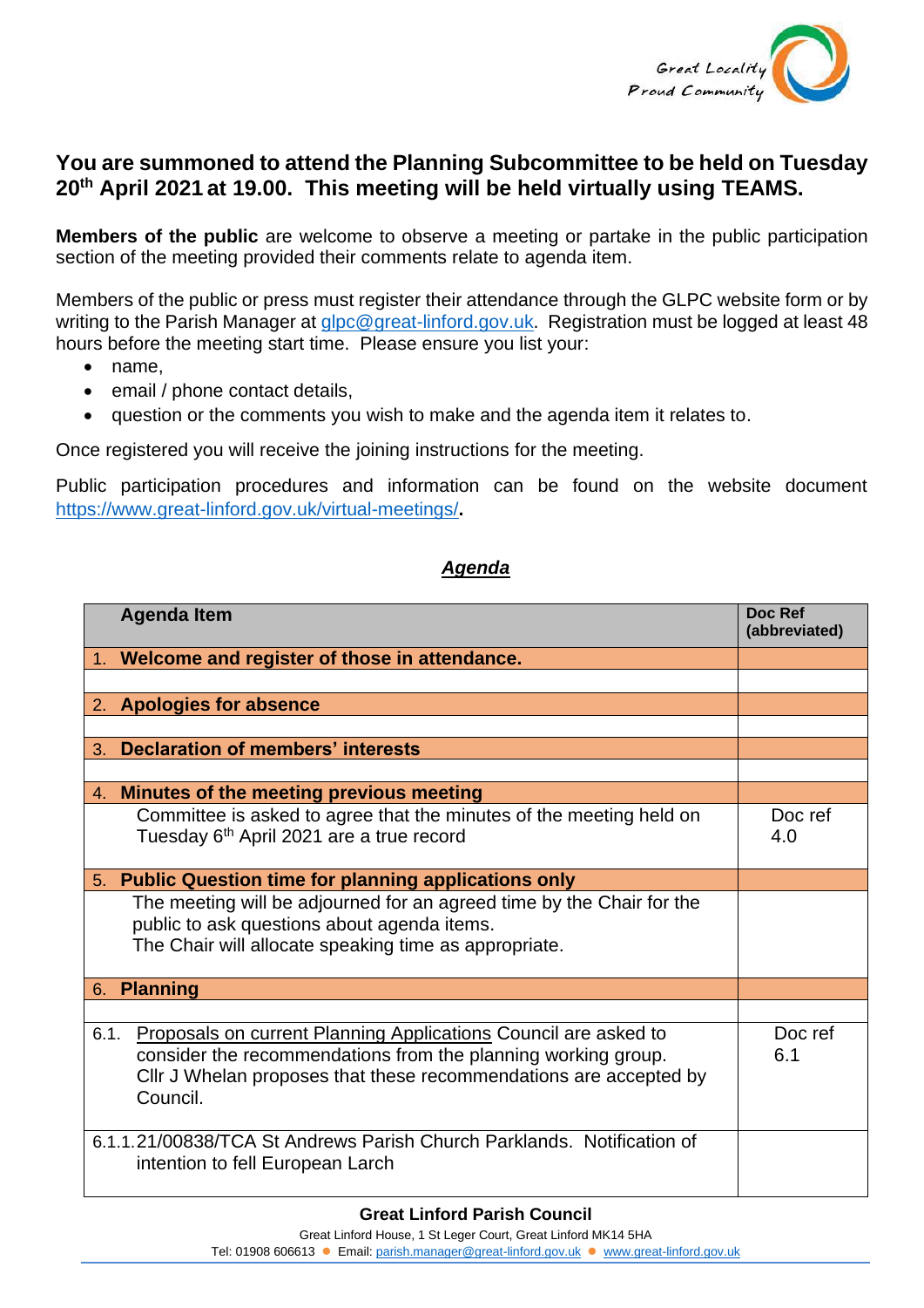Great Locality
Proud Community

**You are summoned to attend the Planning Subcommittee to be held on Tuesday 20th April 2021 at 19.00. This meeting will be held virtually using TEAMS.**

**Members of the public** are welcome to observe a meeting or partake in the public participation section of the meeting provided their comments relate to agenda item.

Members of the public or press must register their attendance through the GLPC website form or by writing to the Parish Manager at glpc@great-linford.gov.uk. Registration must be logged at least 48 hours before the meeting start time. Please ensure you list your:

- name,
- email / phone contact details,
- question or the comments you wish to make and the agenda item it relates to.

Once registered you will receive the joining instructions for the meeting.

Public participation procedures and information can be found on the website document https://www.great-linford.gov.uk/virtual-meetings/.

## *Agenda*

| Agenda Item | Doc Ref (abbreviated) |
|---|---|
| 1. **Welcome and register of those in attendance.** | |
| | |
| 2. **Apologies for absence** | |
| | |
| 3. **Declaration of members' interests** | |
| | |
| 4. **Minutes of the meeting previous meeting** | |
| Committee is asked to agree that the minutes of the meeting held on Tuesday 6th April 2021 are a true record | Doc ref 4.0 |
| 5. **Public Question time for planning applications only** | |
| The meeting will be adjourned for an agreed time by the Chair for the public to ask questions about agenda items. The Chair will allocate speaking time as appropriate. | |
| 6. **Planning** | |
| | |
| 6.1. Proposals on current Planning Applications Council are asked to consider the recommendations from the planning working group. Cllr J Whelan proposes that these recommendations are accepted by Council. | Doc ref 6.1 |
| 6.1.1. 21/00838/TCA St Andrews Parish Church Parklands. Notification of intention to fell European Larch | |

**Great Linford Parish Council**
Great Linford House, 1 St Leger Court, Great Linford MK14 5HA
Tel: 01908 606613 ● Email: parish.manager@great-linford.gov.uk ● www.great-linford.gov.uk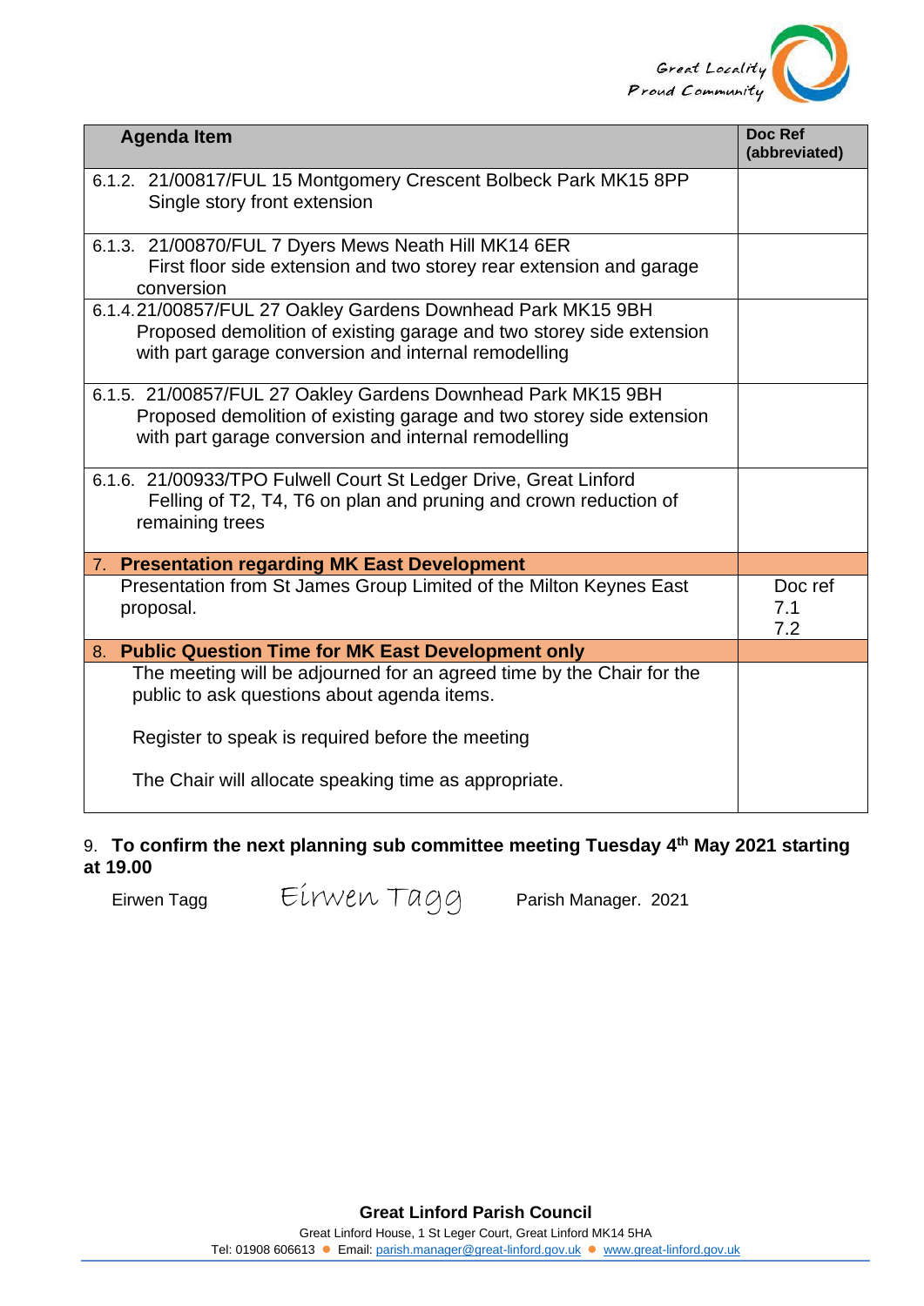| Agenda Item | Doc Ref (abbreviated) |
|---|---|
| 6.1.2. 21/00817/FUL 15 Montgomery Crescent Bolbeck Park MK15 8PP Single story front extension | |
| 6.1.3. 21/00870/FUL 7 Dyers Mews Neath Hill MK14 6ER First floor side extension and two storey rear extension and garage conversion | |
| 6.1.4. 21/00857/FUL 27 Oakley Gardens Downhead Park MK15 9BH Proposed demolition of existing garage and two storey side extension with part garage conversion and internal remodelling | |
| 6.1.5. 21/00857/FUL 27 Oakley Gardens Downhead Park MK15 9BH Proposed demolition of existing garage and two storey side extension with part garage conversion and internal remodelling | |
| 6.1.6. 21/00933/TPO Fulwell Court St Ledger Drive, Great Linford Felling of T2, T4, T6 on plan and pruning and crown reduction of remaining trees | |
| **7. Presentation regarding MK East Development** | |
| Presentation from St James Group Limited of the Milton Keynes East proposal. | Doc ref 7.1 7.2 |
| **8. Public Question Time for MK East Development only** | |
| The meeting will be adjourned for an agreed time by the Chair for the public to ask questions about agenda items.<br><br>Register to speak is required before the meeting<br><br>The Chair will allocate speaking time as appropriate. | |

9. **To confirm the next planning sub committee meeting Tuesday 4th May 2021 starting at 19.00**

Eirwen Tagg &nbsp;&nbsp;&nbsp; Eirwen Tagg &nbsp;&nbsp;&nbsp; Parish Manager. 2021